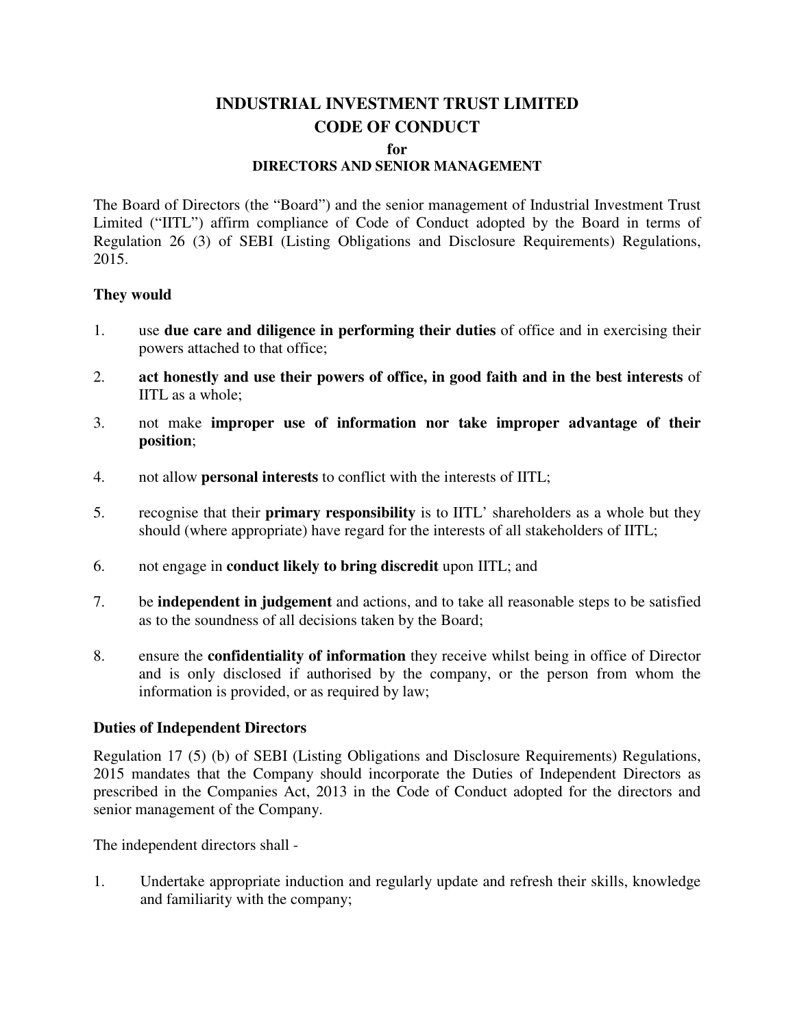# INDUSTRIAL INVESTMENT TRUST LIMITED
## CODE OF CONDUCT
### for
### DIRECTORS AND SENIOR MANAGEMENT

The Board of Directors (the "Board") and the senior management of Industrial Investment Trust Limited ("IITL") affirm compliance of Code of Conduct adopted by the Board in terms of Regulation 26 (3) of SEBI (Listing Obligations and Disclosure Requirements) Regulations, 2015.

**They would**

1. use **due care and diligence in performing their duties** of office and in exercising their powers attached to that office;
2. **act honestly and use their powers of office, in good faith and in the best interests** of IITL as a whole;
3. not make **improper use of information nor take improper advantage of their position**;
4. not allow **personal interests** to conflict with the interests of IITL;
5. recognise that their **primary responsibility** is to IITL' shareholders as a whole but they should (where appropriate) have regard for the interests of all stakeholders of IITL;
6. not engage in **conduct likely to bring discredit** upon IITL; and
7. be **independent in judgement** and actions, and to take all reasonable steps to be satisfied as to the soundness of all decisions taken by the Board;
8. ensure the **confidentiality of information** they receive whilst being in office of Director and is only disclosed if authorised by the company, or the person from whom the information is provided, or as required by law;

**Duties of Independent Directors**

Regulation 17 (5) (b) of SEBI (Listing Obligations and Disclosure Requirements) Regulations, 2015 mandates that the Company should incorporate the Duties of Independent Directors as prescribed in the Companies Act, 2013 in the Code of Conduct adopted for the directors and senior management of the Company.

The independent directors shall -

1. Undertake appropriate induction and regularly update and refresh their skills, knowledge and familiarity with the company;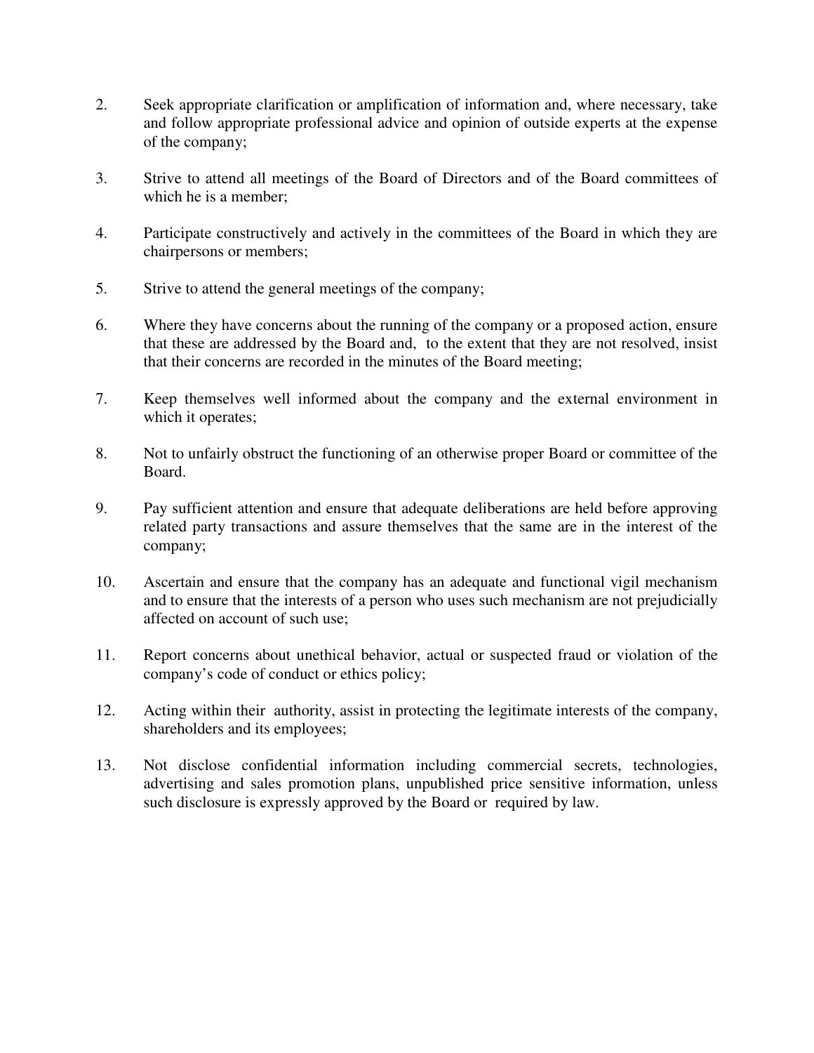2. Seek appropriate clarification or amplification of information and, where necessary, take and follow appropriate professional advice and opinion of outside experts at the expense of the company;

3. Strive to attend all meetings of the Board of Directors and of the Board committees of which he is a member;

4. Participate constructively and actively in the committees of the Board in which they are chairpersons or members;

5. Strive to attend the general meetings of the company;

6. Where they have concerns about the running of the company or a proposed action, ensure that these are addressed by the Board and, to the extent that they are not resolved, insist that their concerns are recorded in the minutes of the Board meeting;

7. Keep themselves well informed about the company and the external environment in which it operates;

8. Not to unfairly obstruct the functioning of an otherwise proper Board or committee of the Board.

9. Pay sufficient attention and ensure that adequate deliberations are held before approving related party transactions and assure themselves that the same are in the interest of the company;

10. Ascertain and ensure that the company has an adequate and functional vigil mechanism and to ensure that the interests of a person who uses such mechanism are not prejudicially affected on account of such use;

11. Report concerns about unethical behavior, actual or suspected fraud or violation of the company's code of conduct or ethics policy;

12. Acting within their authority, assist in protecting the legitimate interests of the company, shareholders and its employees;

13. Not disclose confidential information including commercial secrets, technologies, advertising and sales promotion plans, unpublished price sensitive information, unless such disclosure is expressly approved by the Board or required by law.